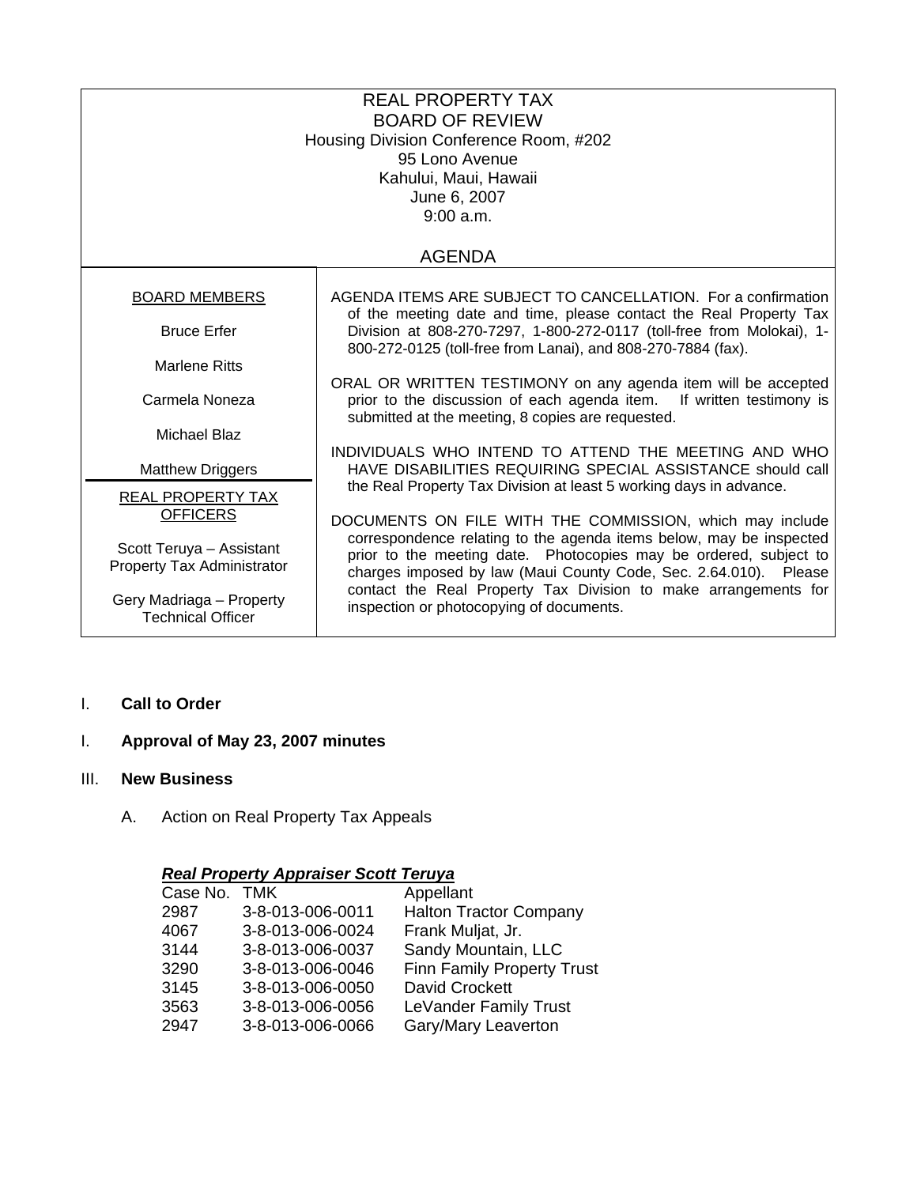REAL PROPERTY TAX
BOARD OF REVIEW
Housing Division Conference Room, #202
95 Lono Avenue
Kahului, Maui, Hawaii
June 6, 2007
9:00 a.m.

AGENDA

| BOARD MEMBERS | |
|---|---|
| Bruce Erfer<br>Marlene Ritts<br>Carmela Noneza<br>Michael Blaz<br>Matthew Driggers | AGENDA ITEMS ARE SUBJECT TO CANCELLATION. For a confirmation of the meeting date and time, please contact the Real Property Tax Division at 808-270-7297, 1-800-272-0117 (toll-free from Molokai), 1-800-272-0125 (toll-free from Lanai), and 808-270-7884 (fax).<br><br>ORAL OR WRITTEN TESTIMONY on any agenda item will be accepted prior to the discussion of each agenda item. If written testimony is submitted at the meeting, 8 copies are requested.<br><br>INDIVIDUALS WHO INTEND TO ATTEND THE MEETING AND WHO HAVE DISABILITIES REQUIRING SPECIAL ASSISTANCE should call the Real Property Tax Division at least 5 working days in advance. |
| REAL PROPERTY TAX OFFICERS<br><br>Scott Teruya – Assistant Property Tax Administrator<br><br>Gery Madriaga – Property Technical Officer | DOCUMENTS ON FILE WITH THE COMMISSION, which may include correspondence relating to the agenda items below, may be inspected prior to the meeting date. Photocopies may be ordered, subject to charges imposed by law (Maui County Code, Sec. 2.64.010). Please contact the Real Property Tax Division to make arrangements for inspection or photocopying of documents. |

I. **Call to Order**

I. **Approval of May 23, 2007 minutes**

III. **New Business**

A. Action on Real Property Tax Appeals

***Real Property Appraiser Scott Teruya***

| Case No. | TMK | Appellant |
|---|---|---|
| 2987 | 3-8-013-006-0011 | Halton Tractor Company |
| 4067 | 3-8-013-006-0024 | Frank Muljat, Jr. |
| 3144 | 3-8-013-006-0037 | Sandy Mountain, LLC |
| 3290 | 3-8-013-006-0046 | Finn Family Property Trust |
| 3145 | 3-8-013-006-0050 | David Crockett |
| 3563 | 3-8-013-006-0056 | LeVander Family Trust |
| 2947 | 3-8-013-006-0066 | Gary/Mary Leaverton |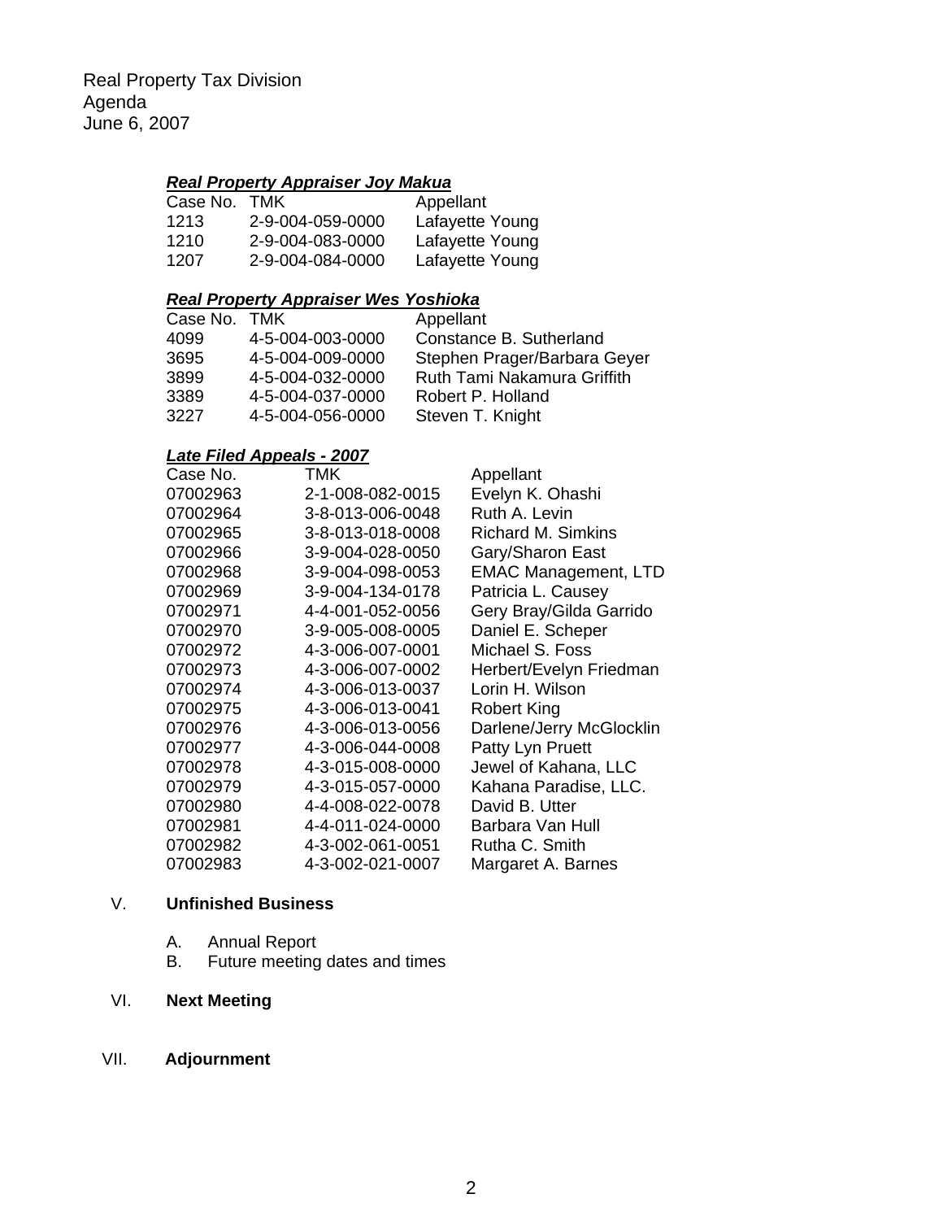Real Property Tax Division
Agenda
June 6, 2007

***Real Property Appraiser Joy Makua***

| Case No. | TMK | Appellant |
|---|---|---|
| 1213 | 2-9-004-059-0000 | Lafayette Young |
| 1210 | 2-9-004-083-0000 | Lafayette Young |
| 1207 | 2-9-004-084-0000 | Lafayette Young |

***Real Property Appraiser Wes Yoshioka***

| Case No. | TMK | Appellant |
|---|---|---|
| 4099 | 4-5-004-003-0000 | Constance B. Sutherland |
| 3695 | 4-5-004-009-0000 | Stephen Prager/Barbara Geyer |
| 3899 | 4-5-004-032-0000 | Ruth Tami Nakamura Griffith |
| 3389 | 4-5-004-037-0000 | Robert P. Holland |
| 3227 | 4-5-004-056-0000 | Steven T. Knight |

***Late Filed Appeals - 2007***

| Case No. | TMK | Appellant |
|---|---|---|
| 07002963 | 2-1-008-082-0015 | Evelyn K. Ohashi |
| 07002964 | 3-8-013-006-0048 | Ruth A. Levin |
| 07002965 | 3-8-013-018-0008 | Richard M. Simkins |
| 07002966 | 3-9-004-028-0050 | Gary/Sharon East |
| 07002968 | 3-9-004-098-0053 | EMAC Management, LTD |
| 07002969 | 3-9-004-134-0178 | Patricia L. Causey |
| 07002971 | 4-4-001-052-0056 | Gery Bray/Gilda Garrido |
| 07002970 | 3-9-005-008-0005 | Daniel E. Scheper |
| 07002972 | 4-3-006-007-0001 | Michael S. Foss |
| 07002973 | 4-3-006-007-0002 | Herbert/Evelyn Friedman |
| 07002974 | 4-3-006-013-0037 | Lorin H. Wilson |
| 07002975 | 4-3-006-013-0041 | Robert King |
| 07002976 | 4-3-006-013-0056 | Darlene/Jerry McGlocklin |
| 07002977 | 4-3-006-044-0008 | Patty Lyn Pruett |
| 07002978 | 4-3-015-008-0000 | Jewel of Kahana, LLC |
| 07002979 | 4-3-015-057-0000 | Kahana Paradise, LLC. |
| 07002980 | 4-4-008-022-0078 | David B. Utter |
| 07002981 | 4-4-011-024-0000 | Barbara Van Hull |
| 07002982 | 4-3-002-061-0051 | Rutha C. Smith |
| 07002983 | 4-3-002-021-0007 | Margaret A. Barnes |

V. **Unfinished Business**

A. Annual Report
B. Future meeting dates and times

VI. **Next Meeting**

VII. **Adjournment**